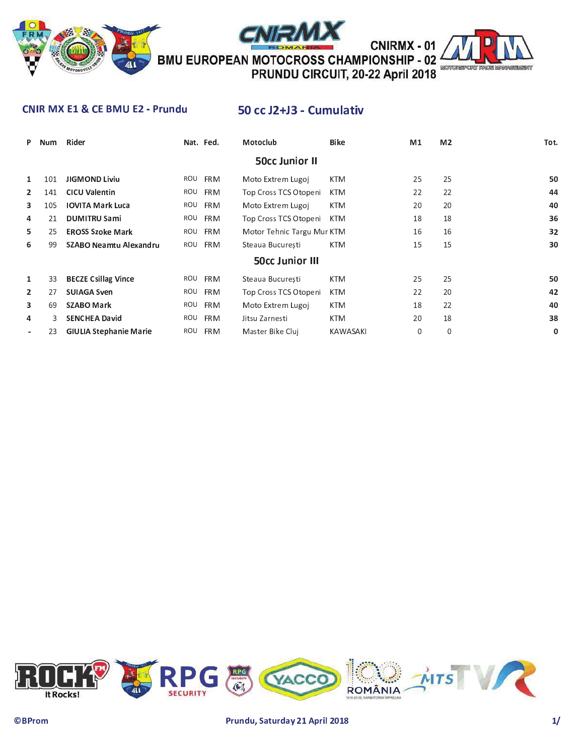# CNIRMX - 01
# BMU EUROPEAN MOTOCROSS CHAMPIONSHIP - 02
## PRUNDU CIRCUIT, 20-22 April 2018

**CNIR MX E1 & CE BMU E2 - Prundu**

## 50 cc J2+J3 - Cumulativ

| P | Num | Rider | Nat. | Fed. | Motoclub | Bike | M1 | M2 | Tot. |
|---|---|---|---|---|---|---|---|---|---|
| | | | | | **50cc Junior II** | | | | |
| 1 | 101 | **JIGMOND Liviu** | ROU | FRM | Moto Extrem Lugoj | KTM | 25 | 25 | **50** |
| 2 | 141 | **CICU Valentin** | ROU | FRM | Top Cross TCS Otopeni | KTM | 22 | 22 | **44** |
| 3 | 105 | **IOVITA Mark Luca** | ROU | FRM | Moto Extrem Lugoj | KTM | 20 | 20 | **40** |
| 4 | 21 | **DUMITRU Sami** | ROU | FRM | Top Cross TCS Otopeni | KTM | 18 | 18 | **36** |
| 5 | 25 | **EROSS Szoke Mark** | ROU | FRM | Motor Tehnic Targu Mur | KTM | 16 | 16 | **32** |
| 6 | 99 | **SZABO Neamtu Alexandru** | ROU | FRM | Steaua București | KTM | 15 | 15 | **30** |
| | | | | | **50cc Junior III** | | | | |
| 1 | 33 | **BECZE Csillag Vince** | ROU | FRM | Steaua București | KTM | 25 | 25 | **50** |
| 2 | 27 | **SUIAGA Sven** | ROU | FRM | Top Cross TCS Otopeni | KTM | 22 | 20 | **42** |
| 3 | 69 | **SZABO Mark** | ROU | FRM | Moto Extrem Lugoj | KTM | 18 | 22 | **40** |
| 4 | 3 | **SENCHEA David** | ROU | FRM | Jitsu Zarnesti | KTM | 20 | 18 | **38** |
| - | 23 | **GIULIA Stephanie Marie** | ROU | FRM | Master Bike Cluj | KAWASAKI | 0 | 0 | **0** |

©BProm

Prundu, Saturday 21 April 2018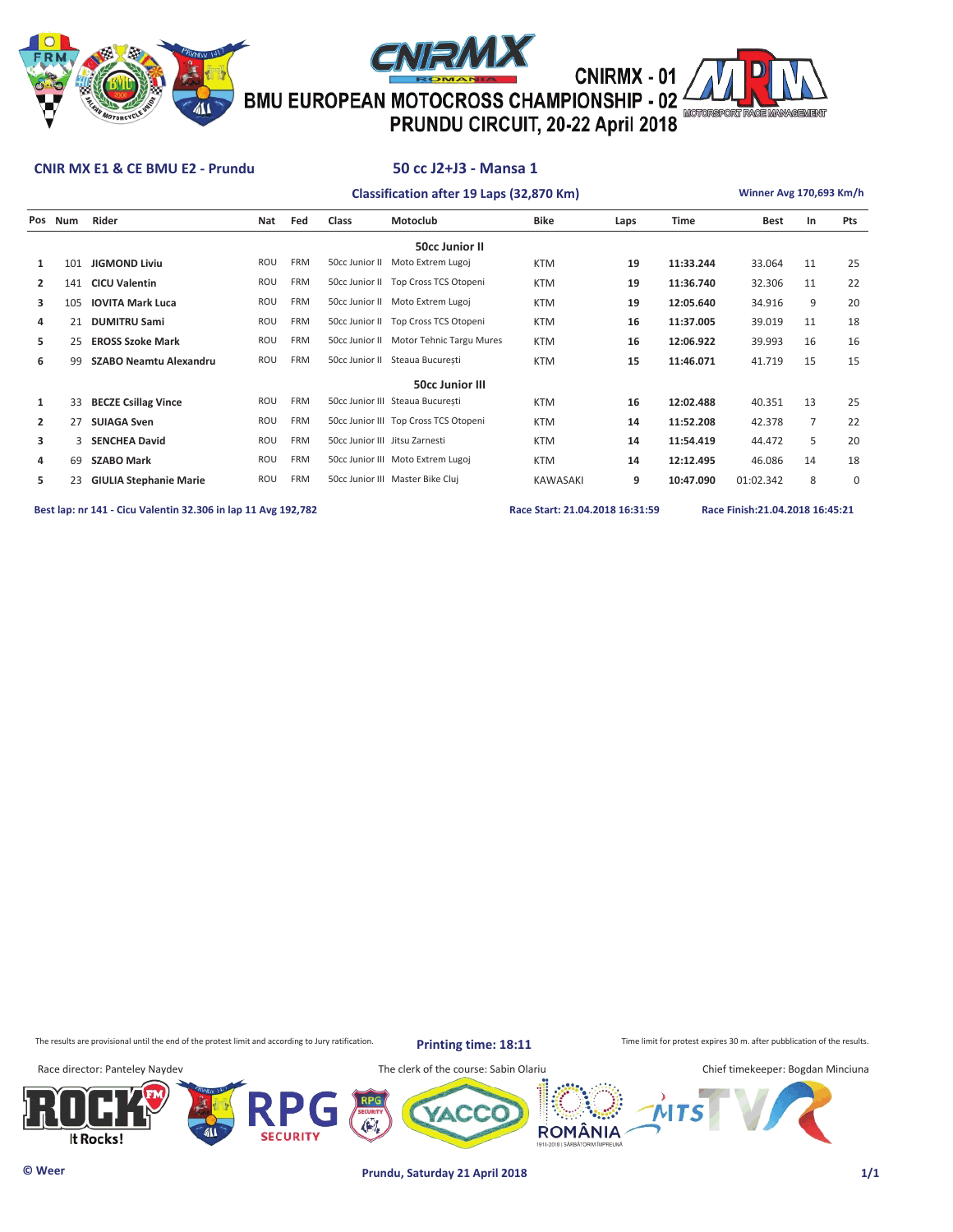CNIRMX - 01
BMU EUROPEAN MOTOCROSS CHAMPIONSHIP - 02
PRUNDU CIRCUIT, 20-22 April 2018

**CNIR MX E1 & CE BMU E2 - Prundu**

## 50 cc J2+J3 - Mansa 1

**Classification after 19 Laps (32,870 Km)**

**Winner Avg 170,693 Km/h**

| Pos | Num | Rider | Nat | Fed | Class | Motoclub | Bike | Laps | Time | Best | In | Pts |
|---|---|---|---|---|---|---|---|---|---|---|---|---|
| | | | | | | **50cc Junior II** | | | | | | |
| 1 | 101 | **JIGMOND Liviu** | ROU | FRM | 50cc Junior II | Moto Extrem Lugoj | KTM | **19** | **11:33.244** | 33.064 | 11 | 25 |
| 2 | 141 | **CICU Valentin** | ROU | FRM | 50cc Junior II | Top Cross TCS Otopeni | KTM | **19** | **11:36.740** | 32.306 | 11 | 22 |
| 3 | 105 | **IOVITA Mark Luca** | ROU | FRM | 50cc Junior II | Moto Extrem Lugoj | KTM | **19** | **12:05.640** | 34.916 | 9 | 20 |
| 4 | 21 | **DUMITRU Sami** | ROU | FRM | 50cc Junior II | Top Cross TCS Otopeni | KTM | **16** | **11:37.005** | 39.019 | 11 | 18 |
| 5 | 25 | **EROSS Szoke Mark** | ROU | FRM | 50cc Junior II | Motor Tehnic Targu Mures | KTM | **16** | **12:06.922** | 39.993 | 16 | 16 |
| 6 | 99 | **SZABO Neamtu Alexandru** | ROU | FRM | 50cc Junior II | Steaua București | KTM | **15** | **11:46.071** | 41.719 | 15 | 15 |
| | | | | | | **50cc Junior III** | | | | | | |
| 1 | 33 | **BECZE Csillag Vince** | ROU | FRM | 50cc Junior III | Steaua București | KTM | **16** | **12:02.488** | 40.351 | 13 | 25 |
| 2 | 27 | **SUIAGA Sven** | ROU | FRM | 50cc Junior III | Top Cross TCS Otopeni | KTM | **14** | **11:52.208** | 42.378 | 7 | 22 |
| 3 | 3 | **SENCHEA David** | ROU | FRM | 50cc Junior III | Jitsu Zarnesti | KTM | **14** | **11:54.419** | 44.472 | 5 | 20 |
| 4 | 69 | **SZABO Mark** | ROU | FRM | 50cc Junior III | Moto Extrem Lugoj | KTM | **14** | **12:12.495** | 46.086 | 14 | 18 |
| 5 | 23 | **GIULIA Stephanie Marie** | ROU | FRM | 50cc Junior III | Master Bike Cluj | KAWASAKI | **9** | **10:47.090** | 01:02.342 | 8 | 0 |

**Best lap: nr 141 - Cicu Valentin 32.306 in lap 11 Avg 192,782**

**Race Start: 21.04.2018 16:31:59**

**Race Finish:21.04.2018 16:45:21**

The results are provisional until the end of the protest limit and according to Jury ratification.

**Printing time: 18:11**

Time limit for protest expires 30 m. after pubblication of the results.

Race director: Panteley Naydev

The clerk of the course: Sabin Olariu

Chief timekeeper: Bogdan Minciuna

**© Weer**

**Prundu, Saturday 21 April 2018**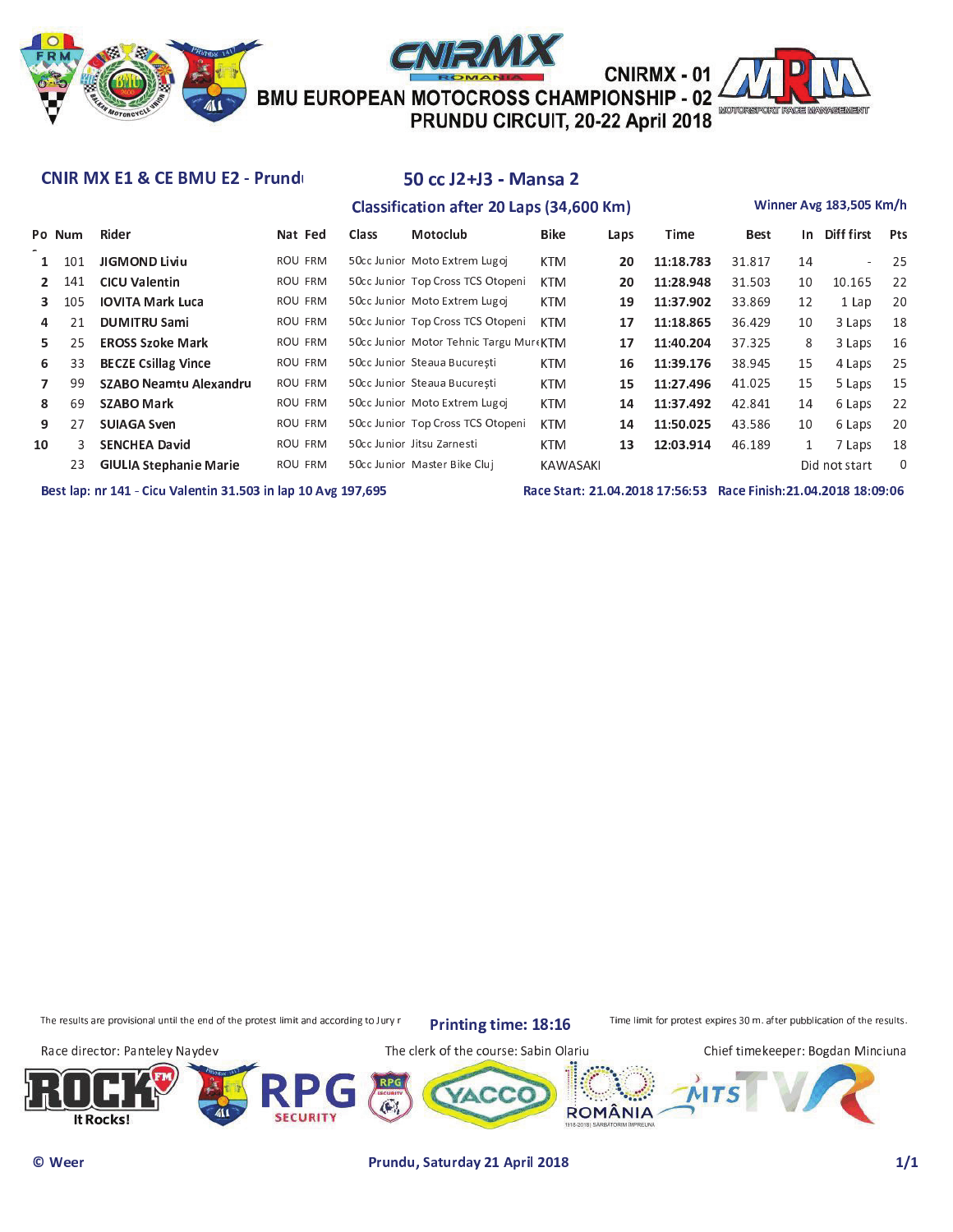CNIRMX - 01
BMU EUROPEAN MOTOCROSS CHAMPIONSHIP - 02
PRUNDU CIRCUIT, 20-22 April 2018

## CNIR MX E1 & CE BMU E2 - Prundu

## 50 cc J2+J3 - Mansa 2

### Classification after 20 Laps (34,600 Km)

Winner Avg 183,505 Km/h

| Pos | Num | Rider | Nat | Fed | Class | Motoclub | Bike | Laps | Time | Best | In | Diff first | Pts |
|---|---|---|---|---|---|---|---|---|---|---|---|---|---|
| 1 | 101 | JIGMOND Liviu | ROU | FRM | 50cc Junior | Moto Extrem Lugoj | KTM | 20 | 11:18.783 | 31.817 | 14 | - | 25 |
| 2 | 141 | CICU Valentin | ROU | FRM | 50cc Junior | Top Cross TCS Otopeni | KTM | 20 | 11:28.948 | 31.503 | 10 | 10.165 | 22 |
| 3 | 105 | IOVITA Mark Luca | ROU | FRM | 50cc Junior | Moto Extrem Lugoj | KTM | 19 | 11:37.902 | 33.869 | 12 | 1 Lap | 20 |
| 4 | 21 | DUMITRU Sami | ROU | FRM | 50cc Junior | Top Cross TCS Otopeni | KTM | 17 | 11:18.865 | 36.429 | 10 | 3 Laps | 18 |
| 5 | 25 | EROSS Szoke Mark | ROU | FRM | 50cc Junior | Motor Tehnic Targu Mure | KTM | 17 | 11:40.204 | 37.325 | 8 | 3 Laps | 16 |
| 6 | 33 | BECZE Csillag Vince | ROU | FRM | 50cc Junior | Steaua București | KTM | 16 | 11:39.176 | 38.945 | 15 | 4 Laps | 25 |
| 7 | 99 | SZABO Neamtu Alexandru | ROU | FRM | 50cc Junior | Steaua București | KTM | 15 | 11:27.496 | 41.025 | 15 | 5 Laps | 15 |
| 8 | 69 | SZABO Mark | ROU | FRM | 50cc Junior | Moto Extrem Lugoj | KTM | 14 | 11:37.492 | 42.841 | 14 | 6 Laps | 22 |
| 9 | 27 | SUIAGA Sven | ROU | FRM | 50cc Junior | Top Cross TCS Otopeni | KTM | 14 | 11:50.025 | 43.586 | 10 | 6 Laps | 20 |
| 10 | 3 | SENCHEA David | ROU | FRM | 50cc Junior | Jitsu Zarnesti | KTM | 13 | 12:03.914 | 46.189 | 1 | 7 Laps | 18 |
| | 23 | GIULIA Stephanie Marie | ROU | FRM | 50cc Junior | Master Bike Cluj | KAWASAKI | | | | | Did not start | 0 |

Best lap: nr 141 - Cicu Valentin 31.503 in lap 10 Avg 197,695

Race Start: 21.04.2018 17:56:53 Race Finish: 21.04.2018 18:09:06

The results are provisional until the end of the protest limit and according to Jury r

Printing time: 18:16

Time limit for protest expires 30 m. after pubblication of the results.

Race director: Panteley Naydev

The clerk of the course: Sabin Olariu

Chief timekeeper: Bogdan Minciuna

© Weer

Prundu, Saturday 21 April 2018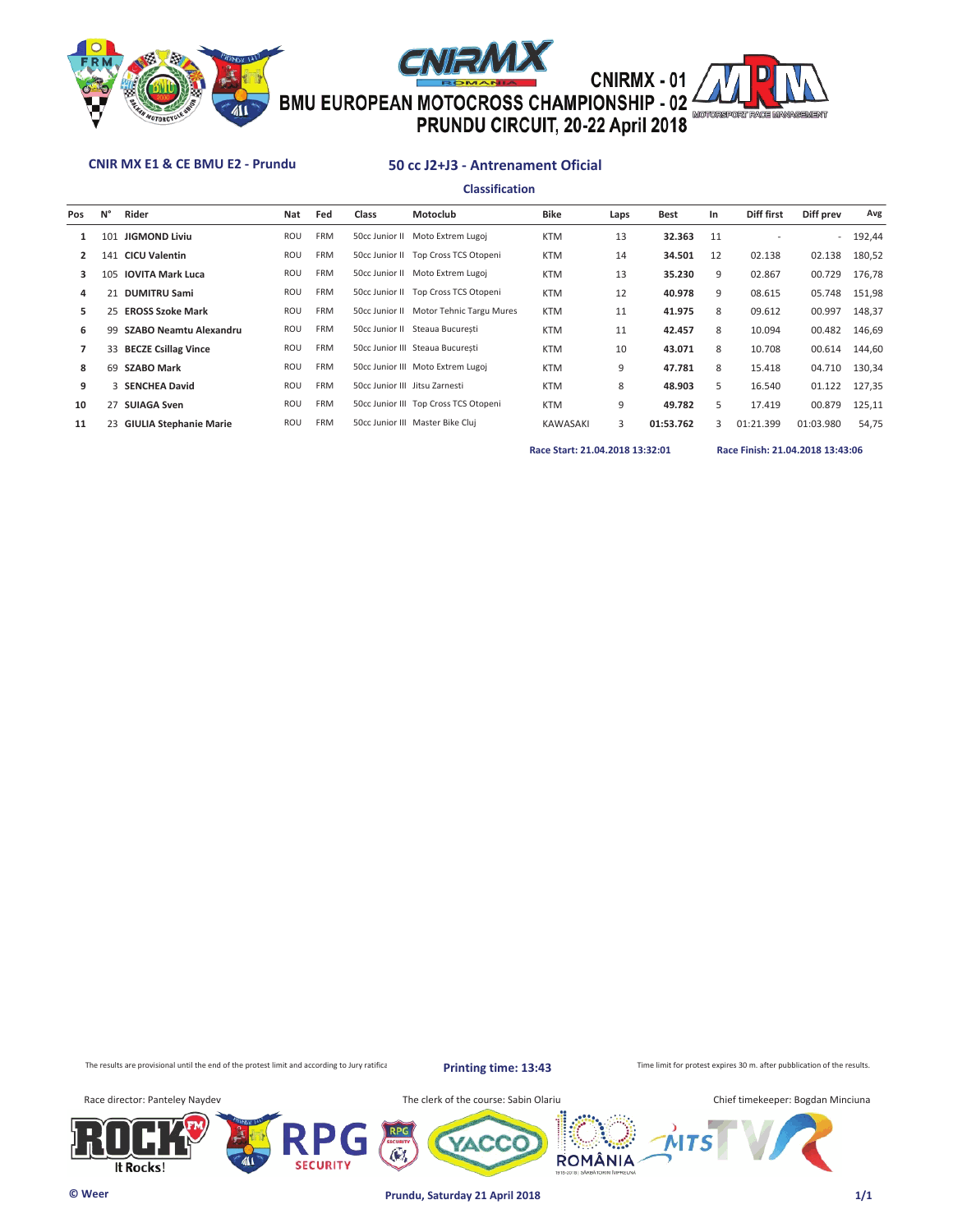CNIRMX - 01
BMU EUROPEAN MOTOCROSS CHAMPIONSHIP - 02
PRUNDU CIRCUIT, 20-22 April 2018

**CNIR MX E1 & CE BMU E2 - Prundu**

## 50 cc J2+J3 - Antrenament Oficial

### Classification

| Pos | N° | Rider | Nat | Fed | Class | Motoclub | Bike | Laps | Best | In | Diff first | Diff prev | Avg |
|---|---|---|---|---|---|---|---|---|---|---|---|---|---|
| 1 | 101 | **JIGMOND Liviu** | ROU | FRM | 50cc Junior II | Moto Extrem Lugoj | KTM | 13 | **32.363** | 11 | - | - | 192,44 |
| 2 | 141 | **CICU Valentin** | ROU | FRM | 50cc Junior II | Top Cross TCS Otopeni | KTM | 14 | **34.501** | 12 | 02.138 | 02.138 | 180,52 |
| 3 | 105 | **IOVITA Mark Luca** | ROU | FRM | 50cc Junior II | Moto Extrem Lugoj | KTM | 13 | **35.230** | 9 | 02.867 | 00.729 | 176,78 |
| 4 | 21 | **DUMITRU Sami** | ROU | FRM | 50cc Junior II | Top Cross TCS Otopeni | KTM | 12 | **40.978** | 9 | 08.615 | 05.748 | 151,98 |
| 5 | 25 | **EROSS Szoke Mark** | ROU | FRM | 50cc Junior II | Motor Tehnic Targu Mures | KTM | 11 | **41.975** | 8 | 09.612 | 00.997 | 148,37 |
| 6 | 99 | **SZABO Neamtu Alexandru** | ROU | FRM | 50cc Junior II | Steaua București | KTM | 11 | **42.457** | 8 | 10.094 | 00.482 | 146,69 |
| 7 | 33 | **BECZE Csillag Vince** | ROU | FRM | 50cc Junior III | Steaua București | KTM | 10 | **43.071** | 8 | 10.708 | 00.614 | 144,60 |
| 8 | 69 | **SZABO Mark** | ROU | FRM | 50cc Junior III | Moto Extrem Lugoj | KTM | 9 | **47.781** | 8 | 15.418 | 04.710 | 130,34 |
| 9 | 3 | **SENCHEA David** | ROU | FRM | 50cc Junior III | Jitsu Zarnesti | KTM | 8 | **48.903** | 5 | 16.540 | 01.122 | 127,35 |
| 10 | 27 | **SUIAGA Sven** | ROU | FRM | 50cc Junior III | Top Cross TCS Otopeni | KTM | 9 | **49.782** | 5 | 17.419 | 00.879 | 125,11 |
| 11 | 23 | **GIULIA Stephanie Marie** | ROU | FRM | 50cc Junior III | Master Bike Cluj | KAWASAKI | 3 | **01:53.762** | 3 | 01:21.399 | 01:03.980 | 54,75 |

**Race Start: 21.04.2018 13:32:01** **Race Finish: 21.04.2018 13:43:06**

The results are provisional until the end of the protest limit and according to Jury ratifica

**Printing time: 13:43**

Time limit for protest expires 30 m. after pubblication of the results.

Race director: Panteley Naydev

The clerk of the course: Sabin Olariu

Chief timekeeper: Bogdan Minciuna

© Weer

**Prundu, Saturday 21 April 2018**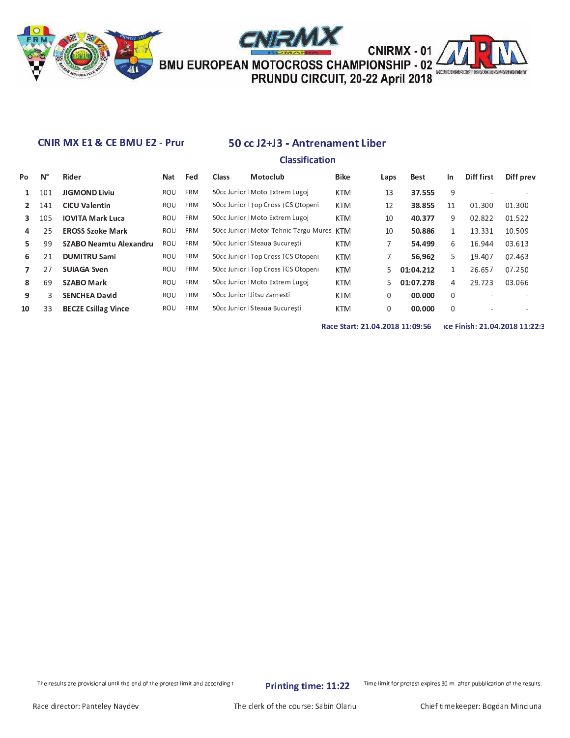CNIRMX - 01
BMU EUROPEAN MOTOCROSS CHAMPIONSHIP - 02
PRUNDU CIRCUIT, 20-22 April 2018

**CNIR MX E1 & CE BMU E2 - Prur**

## 50 cc J2+J3 - Antrenament Liber

### Classification

| Po | N° | Rider | Nat | Fed | Class | Motoclub | Bike | Laps | Best | In | Diff first | Diff prev |
|---|---|---|---|---|---|---|---|---|---|---|---|---|
| 1 | 101 | **JIGMOND Liviu** | ROU | FRM | 50cc Junior I | Moto Extrem Lugoj | KTM | 13 | **37.555** | 9 | - | - |
| 2 | 141 | **CICU Valentin** | ROU | FRM | 50cc Junior I | Top Cross TCS Otopeni | KTM | 12 | **38.855** | 11 | 01.300 | 01.300 |
| 3 | 105 | **IOVITA Mark Luca** | ROU | FRM | 50cc Junior I | Moto Extrem Lugoj | KTM | 10 | **40.377** | 9 | 02.822 | 01.522 |
| 4 | 25 | **EROSS Szoke Mark** | ROU | FRM | 50cc Junior I | Motor Tehnic Targu Mures | KTM | 10 | **50.886** | 1 | 13.331 | 10.509 |
| 5 | 99 | **SZABO Neamtu Alexandru** | ROU | FRM | 50cc Junior I | Steaua București | KTM | 7 | **54.499** | 6 | 16.944 | 03.613 |
| 6 | 21 | **DUMITRU Sami** | ROU | FRM | 50cc Junior I | Top Cross TCS Otopeni | KTM | 7 | **56.962** | 5 | 19.407 | 02.463 |
| 7 | 27 | **SUIAGA Sven** | ROU | FRM | 50cc Junior I | Top Cross TCS Otopeni | KTM | 5 | **01:04.212** | 1 | 26.657 | 07.250 |
| 8 | 69 | **SZABO Mark** | ROU | FRM | 50cc Junior I | Moto Extrem Lugoj | KTM | 5 | **01:07.278** | 4 | 29.723 | 03.066 |
| 9 | 3 | **SENCHEA David** | ROU | FRM | 50cc Junior I | Jitsu Zarnesti | KTM | 0 | **00.000** | 0 | - | - |
| 10 | 33 | **BECZE Csillag Vince** | ROU | FRM | 50cc Junior I | Steaua București | KTM | 0 | **00.000** | 0 | - | - |

**Race Start: 21.04.2018 11:09:56** **ıce Finish: 21.04.2018 11:22:3**

The results are provisional until the end of the protest limit and according t **Printing time: 11:22** Time limit for protest expires 30 m. after pubblication of the results.

Race director: Panteley Naydev The clerk of the course: Sabin Olariu Chief timekeeper: Bogdan Minciuna